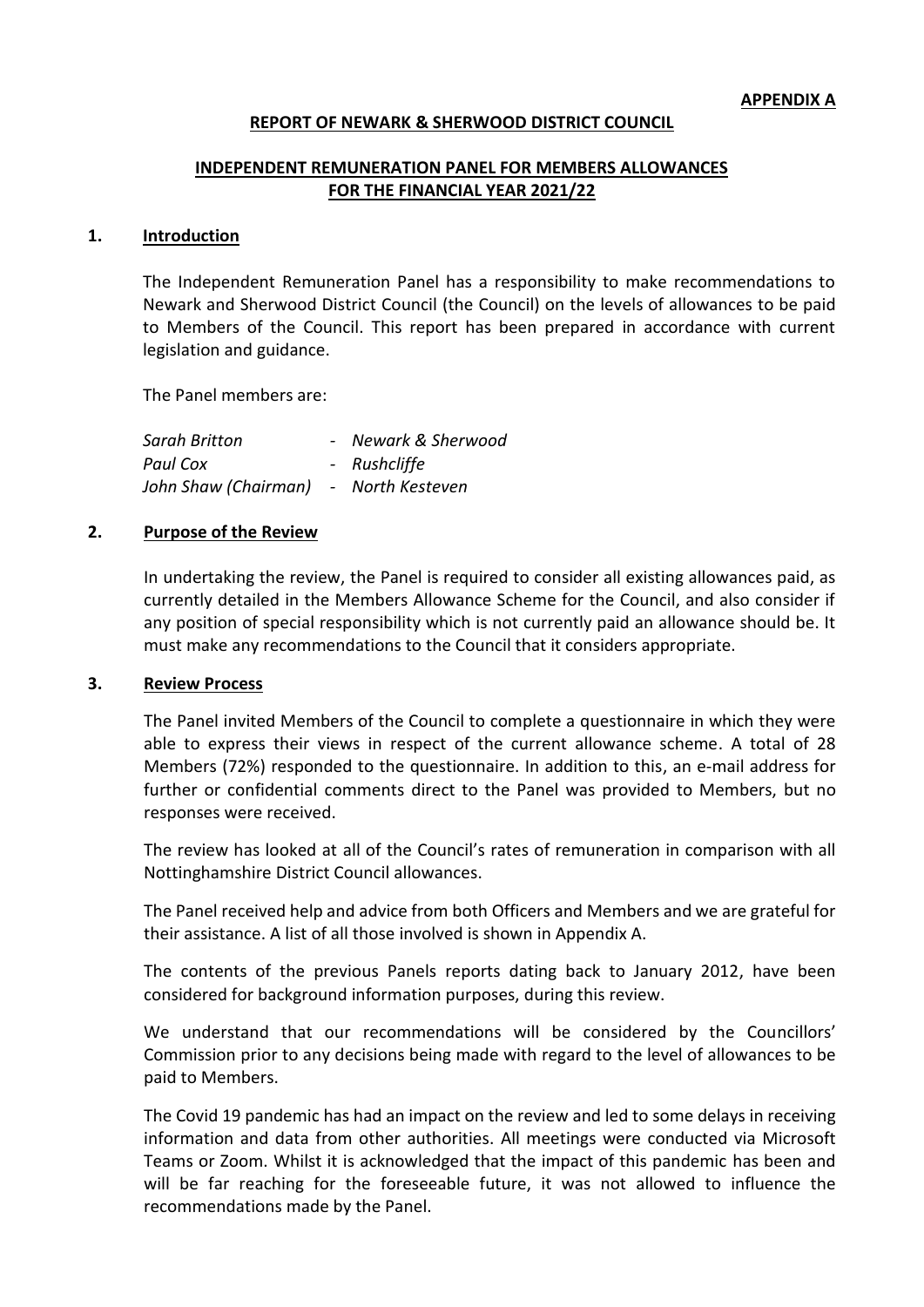**APPENDIX A**

**REPORT OF NEWARK & SHERWOOD DISTRICT COUNCIL**

**INDEPENDENT REMUNERATION PANEL FOR MEMBERS ALLOWANCES FOR THE FINANCIAL YEAR 2021/22**

## 1. Introduction

The Independent Remuneration Panel has a responsibility to make recommendations to Newark and Sherwood District Council (the Council) on the levels of allowances to be paid to Members of the Council. This report has been prepared in accordance with current legislation and guidance.

The Panel members are:

*Sarah Britton* - *Newark & Sherwood*
*Paul Cox* - *Rushcliffe*
*John Shaw (Chairman)* - *North Kesteven*

## 2. Purpose of the Review

In undertaking the review, the Panel is required to consider all existing allowances paid, as currently detailed in the Members Allowance Scheme for the Council, and also consider if any position of special responsibility which is not currently paid an allowance should be. It must make any recommendations to the Council that it considers appropriate.

## 3. Review Process

The Panel invited Members of the Council to complete a questionnaire in which they were able to express their views in respect of the current allowance scheme. A total of 28 Members (72%) responded to the questionnaire. In addition to this, an e-mail address for further or confidential comments direct to the Panel was provided to Members, but no responses were received.

The review has looked at all of the Council's rates of remuneration in comparison with all Nottinghamshire District Council allowances.

The Panel received help and advice from both Officers and Members and we are grateful for their assistance. A list of all those involved is shown in Appendix A.

The contents of the previous Panels reports dating back to January 2012, have been considered for background information purposes, during this review.

We understand that our recommendations will be considered by the Councillors' Commission prior to any decisions being made with regard to the level of allowances to be paid to Members.

The Covid 19 pandemic has had an impact on the review and led to some delays in receiving information and data from other authorities. All meetings were conducted via Microsoft Teams or Zoom. Whilst it is acknowledged that the impact of this pandemic has been and will be far reaching for the foreseeable future, it was not allowed to influence the recommendations made by the Panel.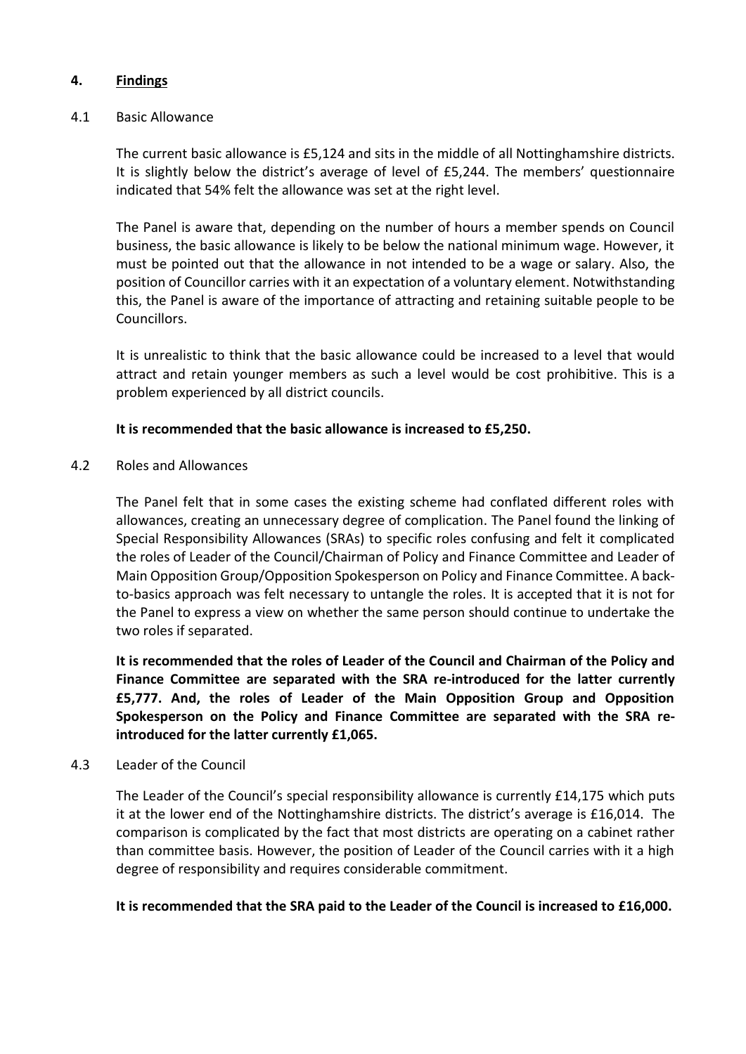## 4. Findings

### 4.1 Basic Allowance

The current basic allowance is £5,124 and sits in the middle of all Nottinghamshire districts. It is slightly below the district's average of level of £5,244. The members' questionnaire indicated that 54% felt the allowance was set at the right level.

The Panel is aware that, depending on the number of hours a member spends on Council business, the basic allowance is likely to be below the national minimum wage. However, it must be pointed out that the allowance in not intended to be a wage or salary. Also, the position of Councillor carries with it an expectation of a voluntary element. Notwithstanding this, the Panel is aware of the importance of attracting and retaining suitable people to be Councillors.

It is unrealistic to think that the basic allowance could be increased to a level that would attract and retain younger members as such a level would be cost prohibitive. This is a problem experienced by all district councils.

**It is recommended that the basic allowance is increased to £5,250.**

### 4.2 Roles and Allowances

The Panel felt that in some cases the existing scheme had conflated different roles with allowances, creating an unnecessary degree of complication. The Panel found the linking of Special Responsibility Allowances (SRAs) to specific roles confusing and felt it complicated the roles of Leader of the Council/Chairman of Policy and Finance Committee and Leader of Main Opposition Group/Opposition Spokesperson on Policy and Finance Committee. A back-to-basics approach was felt necessary to untangle the roles. It is accepted that it is not for the Panel to express a view on whether the same person should continue to undertake the two roles if separated.

**It is recommended that the roles of Leader of the Council and Chairman of the Policy and Finance Committee are separated with the SRA re-introduced for the latter currently £5,777. And, the roles of Leader of the Main Opposition Group and Opposition Spokesperson on the Policy and Finance Committee are separated with the SRA re-introduced for the latter currently £1,065.**

### 4.3 Leader of the Council

The Leader of the Council's special responsibility allowance is currently £14,175 which puts it at the lower end of the Nottinghamshire districts. The district's average is £16,014. The comparison is complicated by the fact that most districts are operating on a cabinet rather than committee basis. However, the position of Leader of the Council carries with it a high degree of responsibility and requires considerable commitment.

**It is recommended that the SRA paid to the Leader of the Council is increased to £16,000.**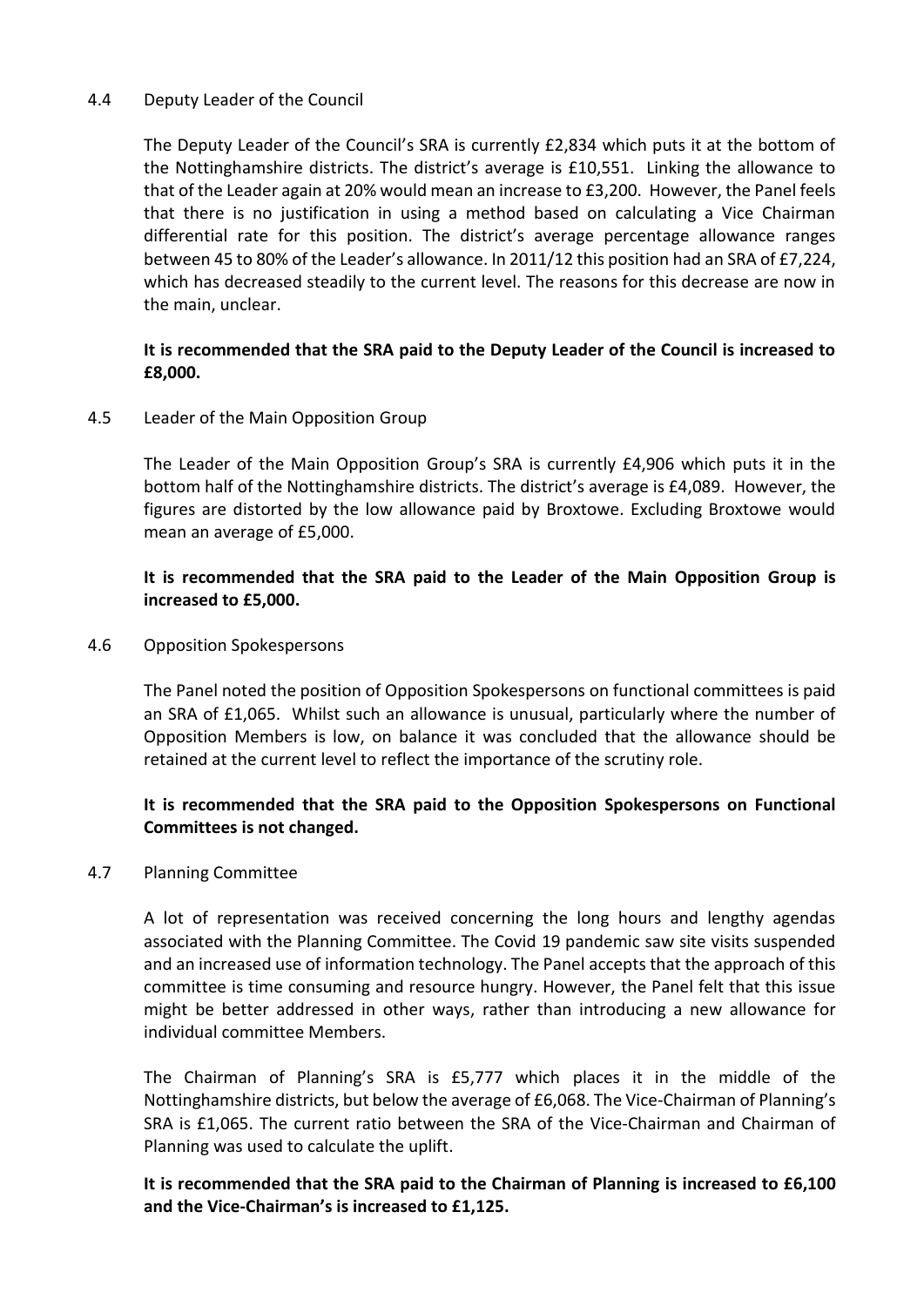### 4.4 Deputy Leader of the Council

The Deputy Leader of the Council's SRA is currently £2,834 which puts it at the bottom of the Nottinghamshire districts. The district's average is £10,551. Linking the allowance to that of the Leader again at 20% would mean an increase to £3,200. However, the Panel feels that there is no justification in using a method based on calculating a Vice Chairman differential rate for this position. The district's average percentage allowance ranges between 45 to 80% of the Leader's allowance. In 2011/12 this position had an SRA of £7,224, which has decreased steadily to the current level. The reasons for this decrease are now in the main, unclear.

**It is recommended that the SRA paid to the Deputy Leader of the Council is increased to £8,000.**

### 4.5 Leader of the Main Opposition Group

The Leader of the Main Opposition Group's SRA is currently £4,906 which puts it in the bottom half of the Nottinghamshire districts. The district's average is £4,089. However, the figures are distorted by the low allowance paid by Broxtowe. Excluding Broxtowe would mean an average of £5,000.

**It is recommended that the SRA paid to the Leader of the Main Opposition Group is increased to £5,000.**

### 4.6 Opposition Spokespersons

The Panel noted the position of Opposition Spokespersons on functional committees is paid an SRA of £1,065. Whilst such an allowance is unusual, particularly where the number of Opposition Members is low, on balance it was concluded that the allowance should be retained at the current level to reflect the importance of the scrutiny role.

**It is recommended that the SRA paid to the Opposition Spokespersons on Functional Committees is not changed.**

### 4.7 Planning Committee

A lot of representation was received concerning the long hours and lengthy agendas associated with the Planning Committee. The Covid 19 pandemic saw site visits suspended and an increased use of information technology. The Panel accepts that the approach of this committee is time consuming and resource hungry. However, the Panel felt that this issue might be better addressed in other ways, rather than introducing a new allowance for individual committee Members.

The Chairman of Planning's SRA is £5,777 which places it in the middle of the Nottinghamshire districts, but below the average of £6,068. The Vice-Chairman of Planning's SRA is £1,065. The current ratio between the SRA of the Vice-Chairman and Chairman of Planning was used to calculate the uplift.

**It is recommended that the SRA paid to the Chairman of Planning is increased to £6,100 and the Vice-Chairman's is increased to £1,125.**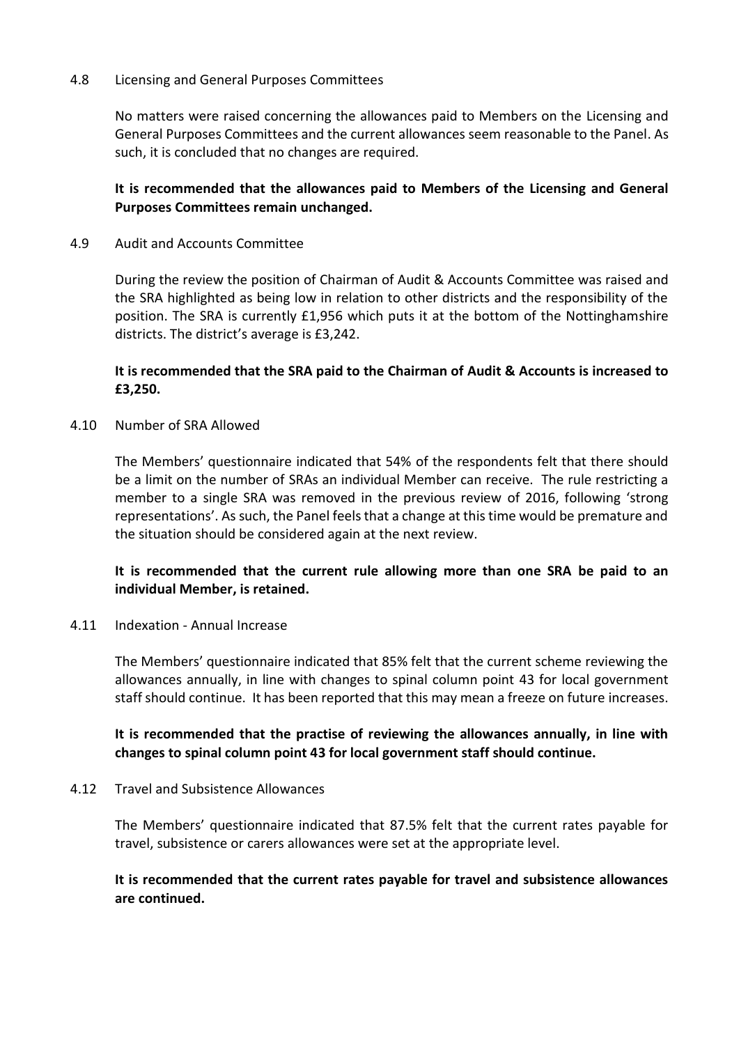### 4.8 Licensing and General Purposes Committees

No matters were raised concerning the allowances paid to Members on the Licensing and General Purposes Committees and the current allowances seem reasonable to the Panel. As such, it is concluded that no changes are required.

**It is recommended that the allowances paid to Members of the Licensing and General Purposes Committees remain unchanged.**

### 4.9 Audit and Accounts Committee

During the review the position of Chairman of Audit & Accounts Committee was raised and the SRA highlighted as being low in relation to other districts and the responsibility of the position. The SRA is currently £1,956 which puts it at the bottom of the Nottinghamshire districts. The district's average is £3,242.

**It is recommended that the SRA paid to the Chairman of Audit & Accounts is increased to £3,250.**

### 4.10 Number of SRA Allowed

The Members' questionnaire indicated that 54% of the respondents felt that there should be a limit on the number of SRAs an individual Member can receive. The rule restricting a member to a single SRA was removed in the previous review of 2016, following 'strong representations'. As such, the Panel feels that a change at this time would be premature and the situation should be considered again at the next review.

**It is recommended that the current rule allowing more than one SRA be paid to an individual Member, is retained.**

### 4.11 Indexation - Annual Increase

The Members' questionnaire indicated that 85% felt that the current scheme reviewing the allowances annually, in line with changes to spinal column point 43 for local government staff should continue. It has been reported that this may mean a freeze on future increases.

**It is recommended that the practise of reviewing the allowances annually, in line with changes to spinal column point 43 for local government staff should continue.**

### 4.12 Travel and Subsistence Allowances

The Members' questionnaire indicated that 87.5% felt that the current rates payable for travel, subsistence or carers allowances were set at the appropriate level.

**It is recommended that the current rates payable for travel and subsistence allowances are continued.**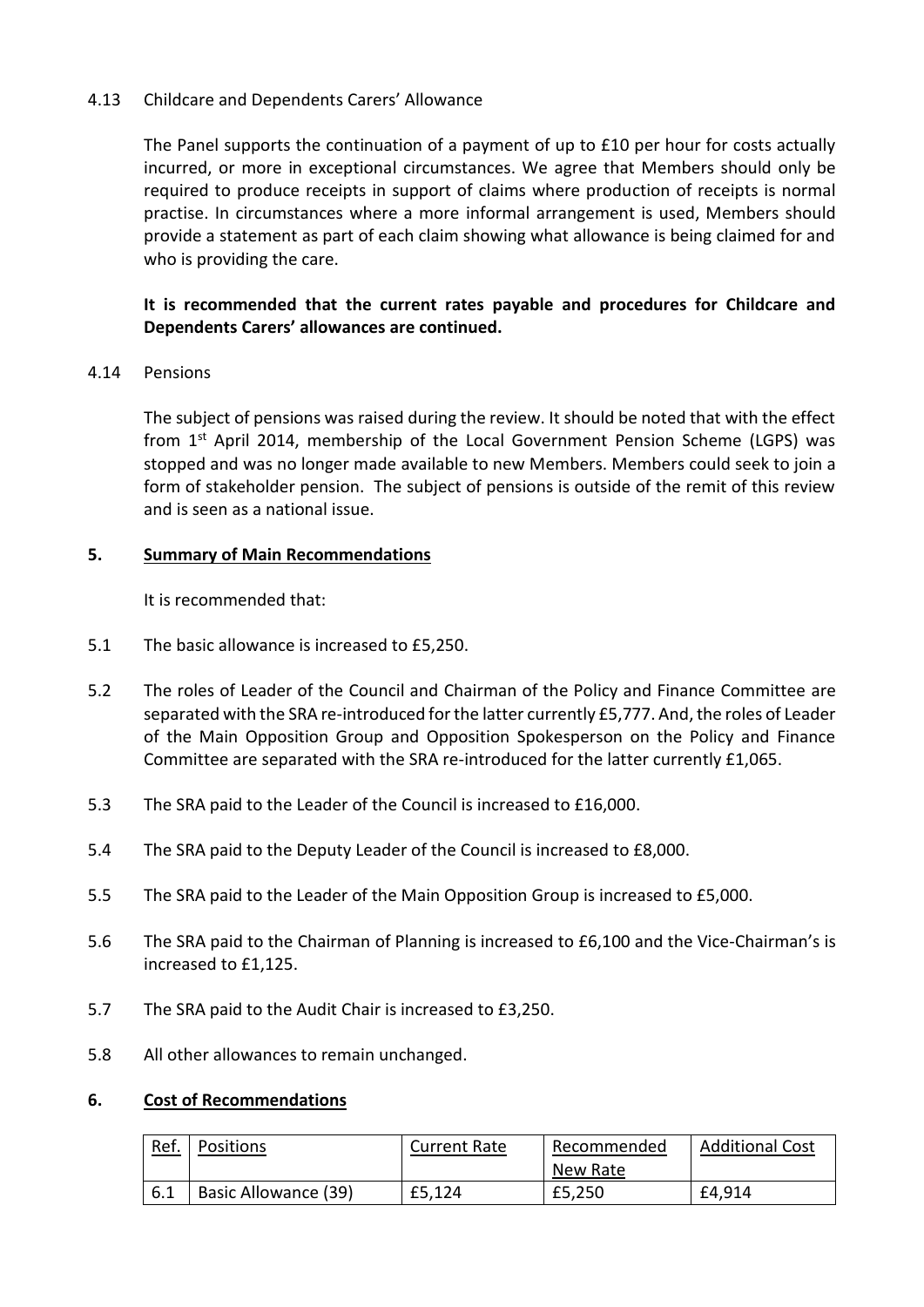4.13 Childcare and Dependents Carers' Allowance

The Panel supports the continuation of a payment of up to £10 per hour for costs actually incurred, or more in exceptional circumstances. We agree that Members should only be required to produce receipts in support of claims where production of receipts is normal practise. In circumstances where a more informal arrangement is used, Members should provide a statement as part of each claim showing what allowance is being claimed for and who is providing the care.

**It is recommended that the current rates payable and procedures for Childcare and Dependents Carers' allowances are continued.**

4.14 Pensions

The subject of pensions was raised during the review. It should be noted that with the effect from 1st April 2014, membership of the Local Government Pension Scheme (LGPS) was stopped and was no longer made available to new Members. Members could seek to join a form of stakeholder pension. The subject of pensions is outside of the remit of this review and is seen as a national issue.

## 5. Summary of Main Recommendations

It is recommended that:

5.1 The basic allowance is increased to £5,250.

5.2 The roles of Leader of the Council and Chairman of the Policy and Finance Committee are separated with the SRA re-introduced for the latter currently £5,777. And, the roles of Leader of the Main Opposition Group and Opposition Spokesperson on the Policy and Finance Committee are separated with the SRA re-introduced for the latter currently £1,065.

5.3 The SRA paid to the Leader of the Council is increased to £16,000.

5.4 The SRA paid to the Deputy Leader of the Council is increased to £8,000.

5.5 The SRA paid to the Leader of the Main Opposition Group is increased to £5,000.

5.6 The SRA paid to the Chairman of Planning is increased to £6,100 and the Vice-Chairman's is increased to £1,125.

5.7 The SRA paid to the Audit Chair is increased to £3,250.

5.8 All other allowances to remain unchanged.

## 6. Cost of Recommendations

| Ref. | Positions | Current Rate | Recommended New Rate | Additional Cost |
|---|---|---|---|---|
| 6.1 | Basic Allowance (39) | £5,124 | £5,250 | £4,914 |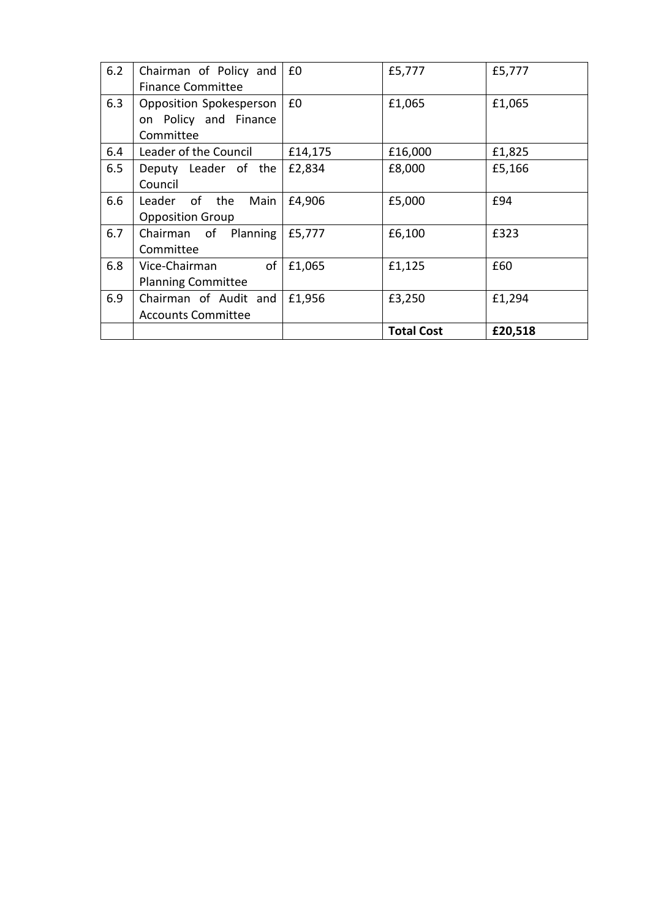| 6.2 | Chairman of Policy and Finance Committee | £0 | £5,777 | £5,777 |
|---|---|---|---|---|
| 6.3 | Opposition Spokesperson on Policy and Finance Committee | £0 | £1,065 | £1,065 |
| 6.4 | Leader of the Council | £14,175 | £16,000 | £1,825 |
| 6.5 | Deputy Leader of the Council | £2,834 | £8,000 | £5,166 |
| 6.6 | Leader of the Main Opposition Group | £4,906 | £5,000 | £94 |
| 6.7 | Chairman of Planning Committee | £5,777 | £6,100 | £323 |
| 6.8 | Vice-Chairman of Planning Committee | £1,065 | £1,125 | £60 |
| 6.9 | Chairman of Audit and Accounts Committee | £1,956 | £3,250 | £1,294 |
| | | | **Total Cost** | **£20,518** |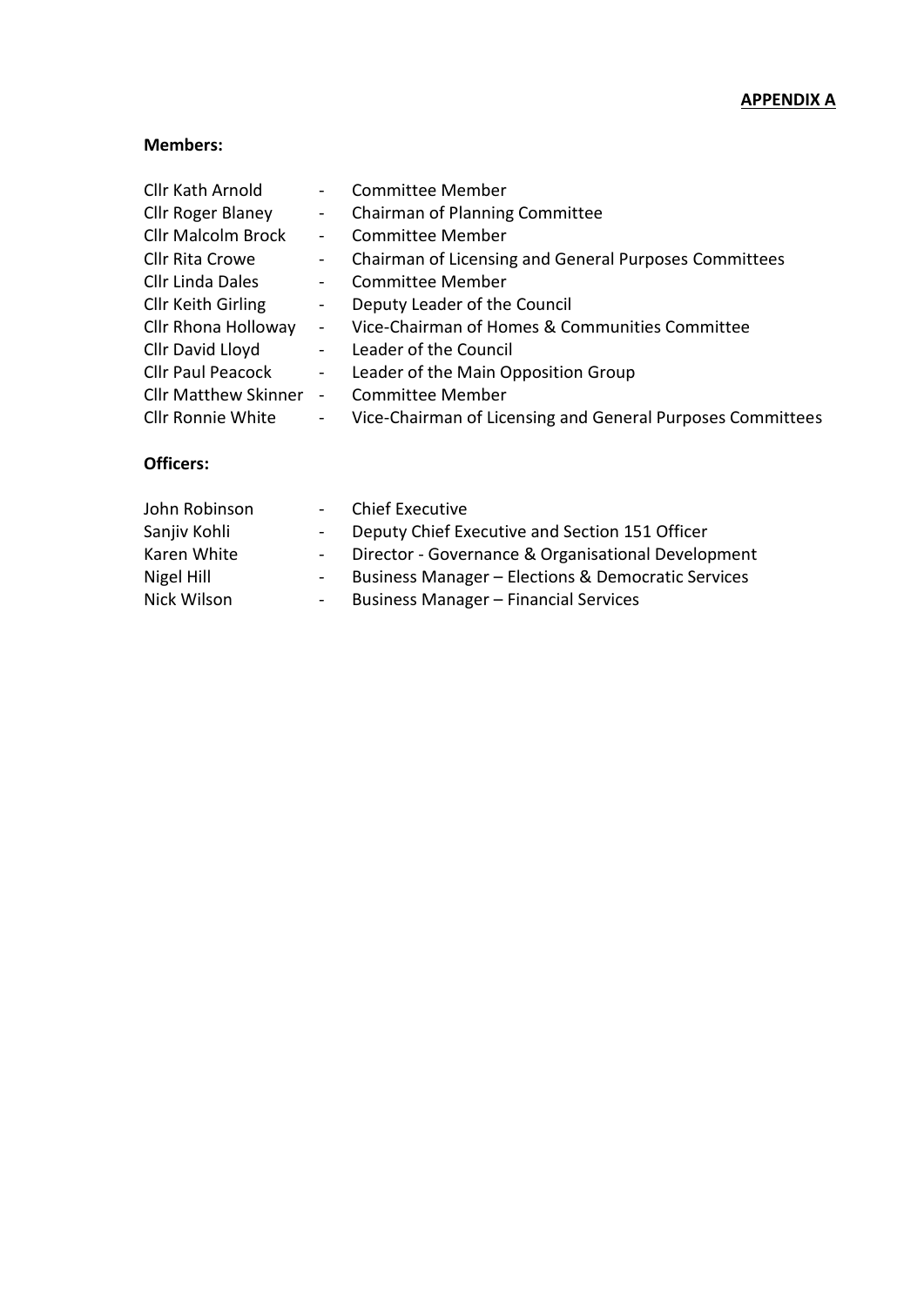**APPENDIX A**

**Members:**

Cllr Kath Arnold - Committee Member
Cllr Roger Blaney - Chairman of Planning Committee
Cllr Malcolm Brock - Committee Member
Cllr Rita Crowe - Chairman of Licensing and General Purposes Committees
Cllr Linda Dales - Committee Member
Cllr Keith Girling - Deputy Leader of the Council
Cllr Rhona Holloway - Vice-Chairman of Homes & Communities Committee
Cllr David Lloyd - Leader of the Council
Cllr Paul Peacock - Leader of the Main Opposition Group
Cllr Matthew Skinner - Committee Member
Cllr Ronnie White - Vice-Chairman of Licensing and General Purposes Committees

**Officers:**

John Robinson - Chief Executive
Sanjiv Kohli - Deputy Chief Executive and Section 151 Officer
Karen White - Director - Governance & Organisational Development
Nigel Hill - Business Manager – Elections & Democratic Services
Nick Wilson - Business Manager – Financial Services